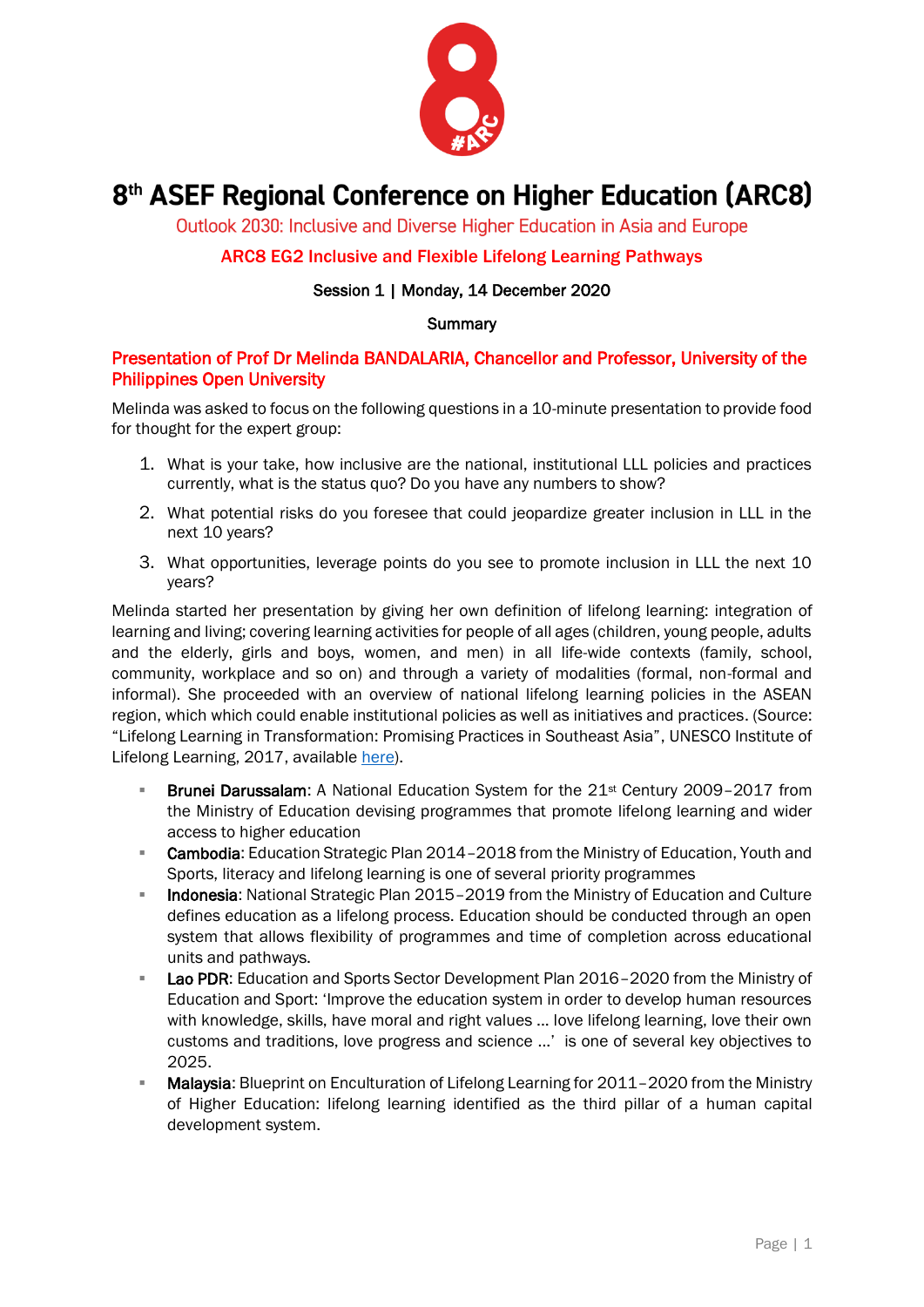# 8th ASEF Regional Conference on Higher Education (ARC8)

Outlook 2030: Inclusive and Diverse Higher Education in Asia and Europe

**ARC8 EG2 Inclusive and Flexible Lifelong Learning Pathways**

**Session 1 | Monday, 14 December 2020**

**Summary**

## Presentation of Prof Dr Melinda BANDALARIA, Chancellor and Professor, University of the Philippines Open University

Melinda was asked to focus on the following questions in a 10-minute presentation to provide food for thought for the expert group:

1. What is your take, how inclusive are the national, institutional LLL policies and practices currently, what is the status quo? Do you have any numbers to show?
2. What potential risks do you foresee that could jeopardize greater inclusion in LLL in the next 10 years?
3. What opportunities, leverage points do you see to promote inclusion in LLL the next 10 years?

Melinda started her presentation by giving her own definition of lifelong learning: integration of learning and living; covering learning activities for people of all ages (children, young people, adults and the elderly, girls and boys, women, and men) in all life-wide contexts (family, school, community, workplace and so on) and through a variety of modalities (formal, non-formal and informal). She proceeded with an overview of national lifelong learning policies in the ASEAN region, which which could enable institutional policies as well as initiatives and practices. (Source: "Lifelong Learning in Transformation: Promising Practices in Southeast Asia", UNESCO Institute of Lifelong Learning, 2017, available here).

- **Brunei Darussalam**: A National Education System for the 21st Century 2009–2017 from the Ministry of Education devising programmes that promote lifelong learning and wider access to higher education
- **Cambodia**: Education Strategic Plan 2014–2018 from the Ministry of Education, Youth and Sports, literacy and lifelong learning is one of several priority programmes
- **Indonesia**: National Strategic Plan 2015–2019 from the Ministry of Education and Culture defines education as a lifelong process. Education should be conducted through an open system that allows flexibility of programmes and time of completion across educational units and pathways.
- **Lao PDR**: Education and Sports Sector Development Plan 2016–2020 from the Ministry of Education and Sport: 'Improve the education system in order to develop human resources with knowledge, skills, have moral and right values ... love lifelong learning, love their own customs and traditions, love progress and science ...' is one of several key objectives to 2025.
- **Malaysia**: Blueprint on Enculturation of Lifelong Learning for 2011–2020 from the Ministry of Higher Education: lifelong learning identified as the third pillar of a human capital development system.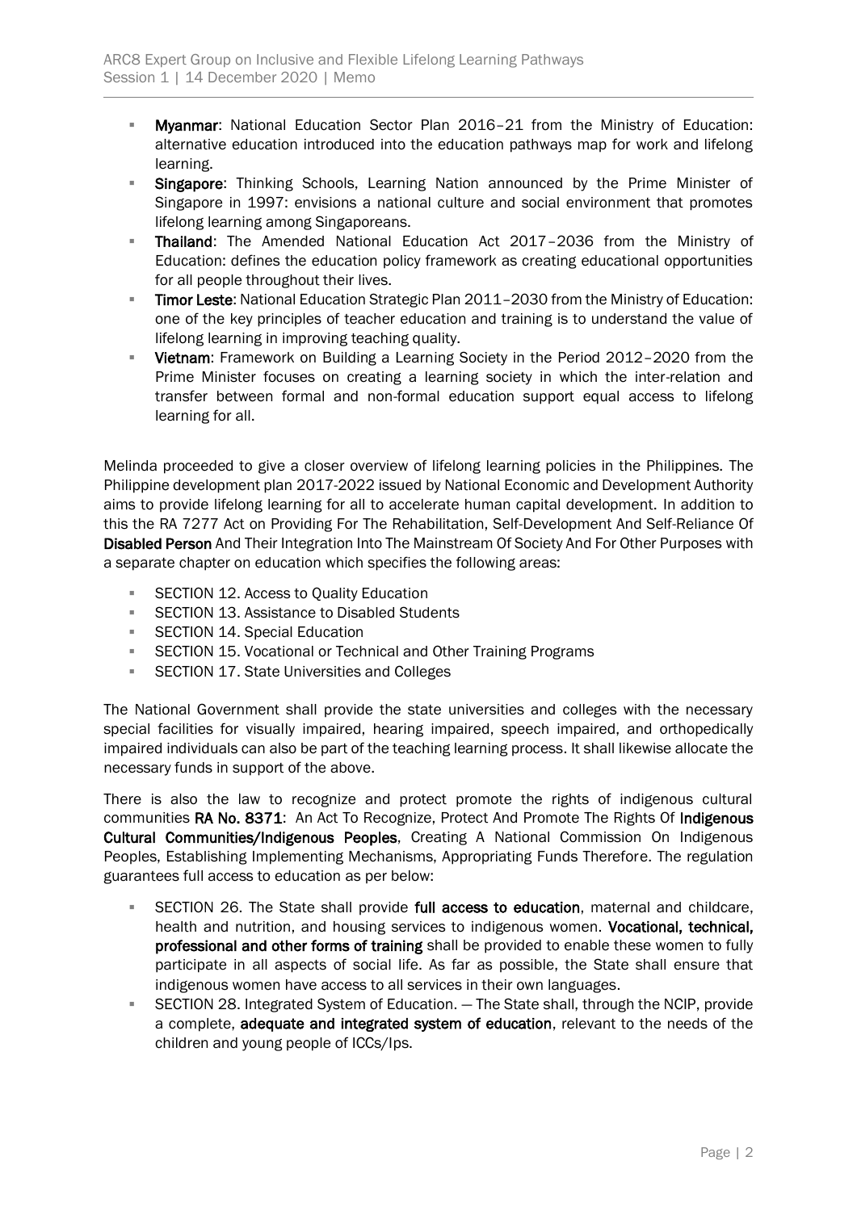- **Myanmar**: National Education Sector Plan 2016–21 from the Ministry of Education: alternative education introduced into the education pathways map for work and lifelong learning.
- **Singapore**: Thinking Schools, Learning Nation announced by the Prime Minister of Singapore in 1997: envisions a national culture and social environment that promotes lifelong learning among Singaporeans.
- **Thailand**: The Amended National Education Act 2017–2036 from the Ministry of Education: defines the education policy framework as creating educational opportunities for all people throughout their lives.
- **Timor Leste**: National Education Strategic Plan 2011–2030 from the Ministry of Education: one of the key principles of teacher education and training is to understand the value of lifelong learning in improving teaching quality.
- **Vietnam**: Framework on Building a Learning Society in the Period 2012–2020 from the Prime Minister focuses on creating a learning society in which the inter-relation and transfer between formal and non-formal education support equal access to lifelong learning for all.

Melinda proceeded to give a closer overview of lifelong learning policies in the Philippines. The Philippine development plan 2017-2022 issued by National Economic and Development Authority aims to provide lifelong learning for all to accelerate human capital development. In addition to this the RA 7277 Act on Providing For The Rehabilitation, Self-Development And Self-Reliance Of **Disabled Person** And Their Integration Into The Mainstream Of Society And For Other Purposes with a separate chapter on education which specifies the following areas:

- SECTION 12. Access to Quality Education
- SECTION 13. Assistance to Disabled Students
- SECTION 14. Special Education
- SECTION 15. Vocational or Technical and Other Training Programs
- SECTION 17. State Universities and Colleges

The National Government shall provide the state universities and colleges with the necessary special facilities for visually impaired, hearing impaired, speech impaired, and orthopedically impaired individuals can also be part of the teaching learning process. It shall likewise allocate the necessary funds in support of the above.

There is also the law to recognize and protect promote the rights of indigenous cultural communities **RA No. 8371**: An Act To Recognize, Protect And Promote The Rights Of **Indigenous Cultural Communities/Indigenous Peoples**, Creating A National Commission On Indigenous Peoples, Establishing Implementing Mechanisms, Appropriating Funds Therefore. The regulation guarantees full access to education as per below:

- SECTION 26. The State shall provide **full access to education**, maternal and childcare, health and nutrition, and housing services to indigenous women. **Vocational, technical, professional and other forms of training** shall be provided to enable these women to fully participate in all aspects of social life. As far as possible, the State shall ensure that indigenous women have access to all services in their own languages.
- SECTION 28. Integrated System of Education. — The State shall, through the NCIP, provide a complete, **adequate and integrated system of education**, relevant to the needs of the children and young people of ICCs/Ips.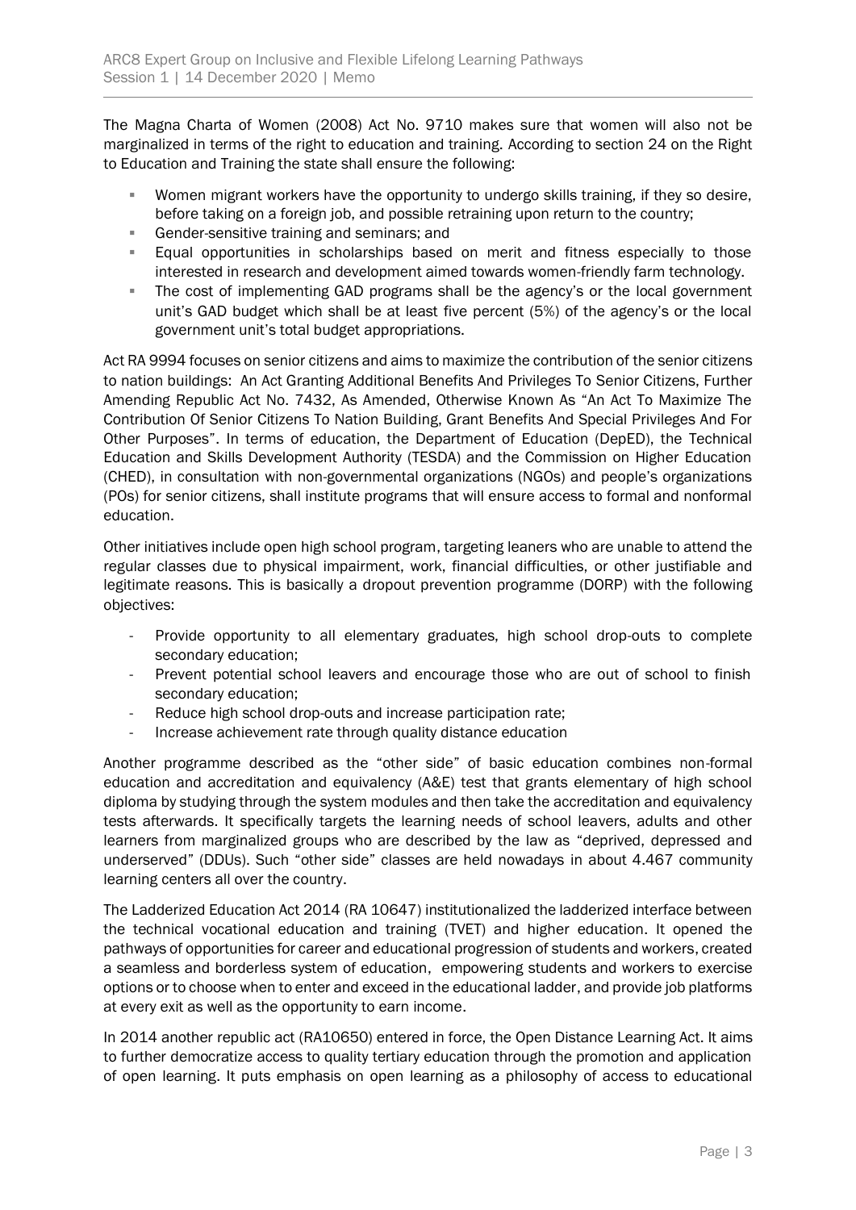The Magna Charta of Women (2008) Act No. 9710 makes sure that women will also not be marginalized in terms of the right to education and training. According to section 24 on the Right to Education and Training the state shall ensure the following:

- Women migrant workers have the opportunity to undergo skills training, if they so desire, before taking on a foreign job, and possible retraining upon return to the country;
- Gender-sensitive training and seminars; and
- Equal opportunities in scholarships based on merit and fitness especially to those interested in research and development aimed towards women-friendly farm technology.
- The cost of implementing GAD programs shall be the agency's or the local government unit's GAD budget which shall be at least five percent (5%) of the agency's or the local government unit's total budget appropriations.

Act RA 9994 focuses on senior citizens and aims to maximize the contribution of the senior citizens to nation buildings: An Act Granting Additional Benefits And Privileges To Senior Citizens, Further Amending Republic Act No. 7432, As Amended, Otherwise Known As "An Act To Maximize The Contribution Of Senior Citizens To Nation Building, Grant Benefits And Special Privileges And For Other Purposes". In terms of education, the Department of Education (DepED), the Technical Education and Skills Development Authority (TESDA) and the Commission on Higher Education (CHED), in consultation with non-governmental organizations (NGOs) and people's organizations (POs) for senior citizens, shall institute programs that will ensure access to formal and nonformal education.

Other initiatives include open high school program, targeting leaners who are unable to attend the regular classes due to physical impairment, work, financial difficulties, or other justifiable and legitimate reasons. This is basically a dropout prevention programme (DORP) with the following objectives:

- Provide opportunity to all elementary graduates, high school drop-outs to complete secondary education;
- Prevent potential school leavers and encourage those who are out of school to finish secondary education;
- Reduce high school drop-outs and increase participation rate;
- Increase achievement rate through quality distance education

Another programme described as the "other side" of basic education combines non-formal education and accreditation and equivalency (A&E) test that grants elementary of high school diploma by studying through the system modules and then take the accreditation and equivalency tests afterwards. It specifically targets the learning needs of school leavers, adults and other learners from marginalized groups who are described by the law as "deprived, depressed and underserved" (DDUs). Such "other side" classes are held nowadays in about 4.467 community learning centers all over the country.

The Ladderized Education Act 2014 (RA 10647) institutionalized the ladderized interface between the technical vocational education and training (TVET) and higher education. It opened the pathways of opportunities for career and educational progression of students and workers, created a seamless and borderless system of education, empowering students and workers to exercise options or to choose when to enter and exceed in the educational ladder, and provide job platforms at every exit as well as the opportunity to earn income.

In 2014 another republic act (RA10650) entered in force, the Open Distance Learning Act. It aims to further democratize access to quality tertiary education through the promotion and application of open learning. It puts emphasis on open learning as a philosophy of access to educational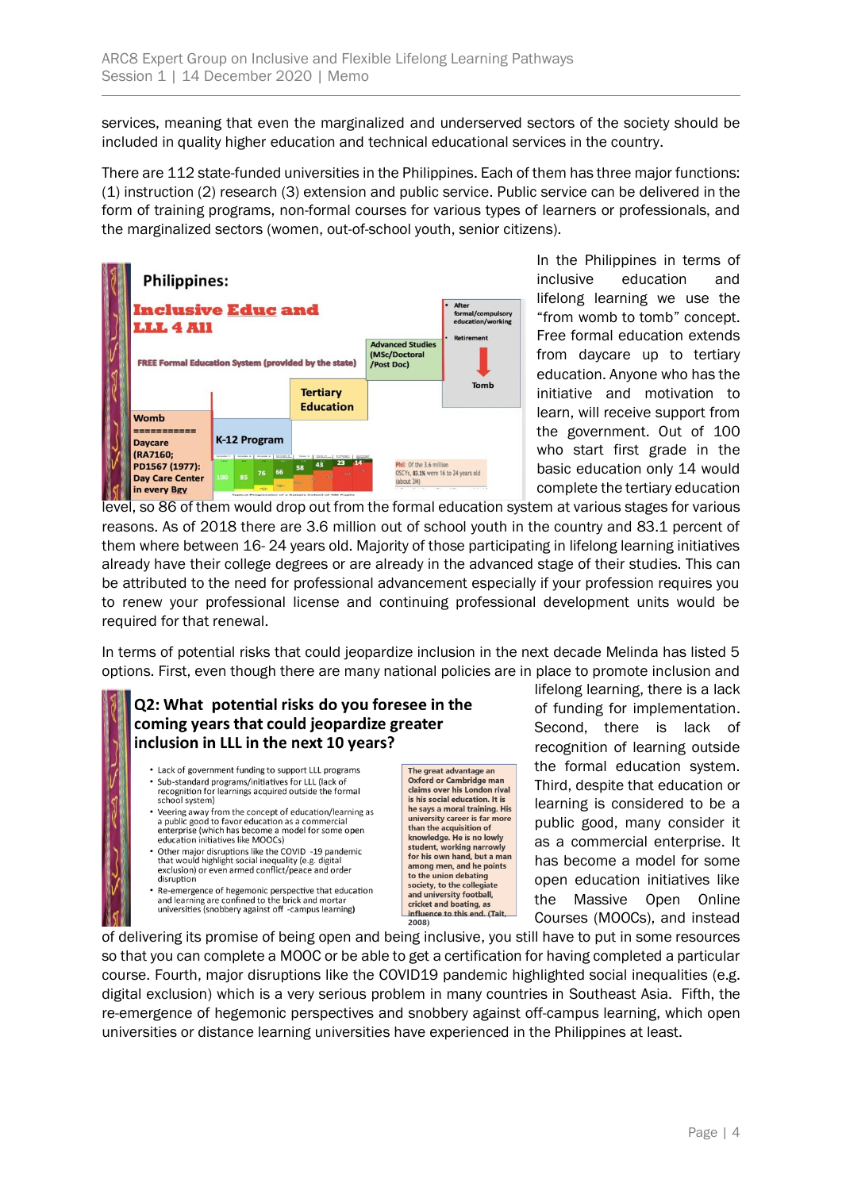services, meaning that even the marginalized and underserved sectors of the society should be included in quality higher education and technical educational services in the country.

There are 112 state-funded universities in the Philippines. Each of them has three major functions: (1) instruction (2) research (3) extension and public service. Public service can be delivered in the form of training programs, non-formal courses for various types of learners or professionals, and the marginalized sectors (women, out-of-school youth, senior citizens).

In the Philippines in terms of inclusive education and lifelong learning we use the "from womb to tomb" concept. Free formal education extends from daycare up to tertiary education. Anyone who has the initiative and motivation to learn, will receive support from the government. Out of 100 who start first grade in the basic education only 14 would complete the tertiary education level, so 86 of them would drop out from the formal education system at various stages for various reasons. As of 2018 there are 3.6 million out of school youth in the country and 83.1 percent of them where between 16- 24 years old. Majority of those participating in lifelong learning initiatives already have their college degrees or are already in the advanced stage of their studies. This can be attributed to the need for professional advancement especially if your profession requires you to renew your professional license and continuing professional development units would be required for that renewal.

In terms of potential risks that could jeopardize inclusion in the next decade Melinda has listed 5 options. First, even though there are many national policies are in place to promote inclusion and lifelong learning, there is a lack of funding for implementation. Second, there is lack of recognition of learning outside the formal education system. Third, despite that education or learning is considered to be a public good, many consider it as a commercial enterprise. It has become a model for some open education initiatives like the Massive Open Online Courses (MOOCs), and instead of delivering its promise of being open and being inclusive, you still have to put in some resources so that you can complete a MOOC or be able to get a certification for having completed a particular course. Fourth, major disruptions like the COVID19 pandemic highlighted social inequalities (e.g. digital exclusion) which is a very serious problem in many countries in Southeast Asia. Fifth, the re-emergence of hegemonic perspectives and snobbery against off-campus learning, which open universities or distance learning universities have experienced in the Philippines at least.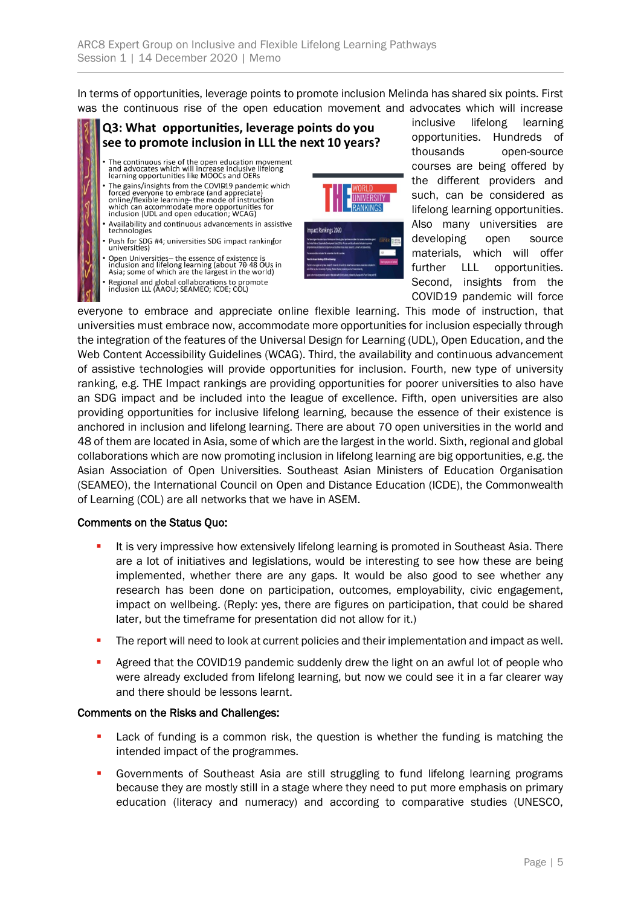In terms of opportunities, leverage points to promote inclusion Melinda has shared six points. First was the continuous rise of the open education movement and advocates which will increase inclusive lifelong learning opportunities. Hundreds of thousands open-source courses are being offered by the different providers and such, can be considered as lifelong learning opportunities. Also many universities are developing open source materials, which will offer further LLL opportunities. Second, insights from the COVID19 pandemic will force everyone to embrace and appreciate online flexible learning. This mode of instruction, that universities must embrace now, accommodate more opportunities for inclusion especially through the integration of the features of the Universal Design for Learning (UDL), Open Education, and the Web Content Accessibility Guidelines (WCAG). Third, the availability and continuous advancement of assistive technologies will provide opportunities for inclusion. Fourth, new type of university ranking, e.g. THE Impact rankings are providing opportunities for poorer universities to also have an SDG impact and be included into the league of excellence. Fifth, open universities are also providing opportunities for inclusive lifelong learning, because the essence of their existence is anchored in inclusion and lifelong learning. There are about 70 open universities in the world and 48 of them are located in Asia, some of which are the largest in the world. Sixth, regional and global collaborations which are now promoting inclusion in lifelong learning are big opportunities, e.g. the Asian Association of Open Universities. Southeast Asian Ministers of Education Organisation (SEAMEO), the International Council on Open and Distance Education (ICDE), the Commonwealth of Learning (COL) are all networks that we have in ASEM.

**Comments on the Status Quo:**

- It is very impressive how extensively lifelong learning is promoted in Southeast Asia. There are a lot of initiatives and legislations, would be interesting to see how these are being implemented, whether there are any gaps. It would be also good to see whether any research has been done on participation, outcomes, employability, civic engagement, impact on wellbeing. (Reply: yes, there are figures on participation, that could be shared later, but the timeframe for presentation did not allow for it.)
- The report will need to look at current policies and their implementation and impact as well.
- Agreed that the COVID19 pandemic suddenly drew the light on an awful lot of people who were already excluded from lifelong learning, but now we could see it in a far clearer way and there should be lessons learnt.

**Comments on the Risks and Challenges:**

- Lack of funding is a common risk, the question is whether the funding is matching the intended impact of the programmes.
- Governments of Southeast Asia are still struggling to fund lifelong learning programs because they are mostly still in a stage where they need to put more emphasis on primary education (literacy and numeracy) and according to comparative studies (UNESCO,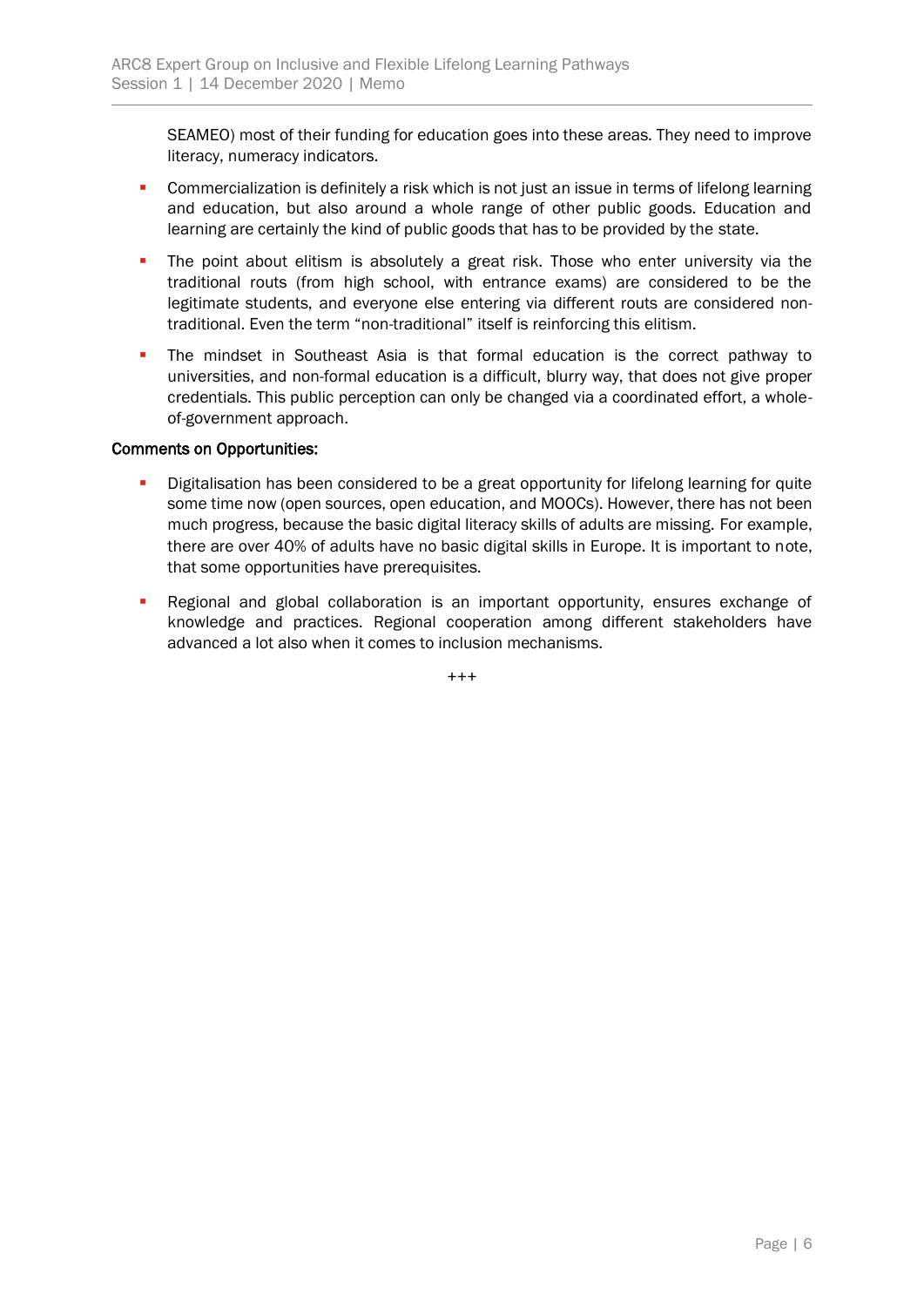SEAMEO) most of their funding for education goes into these areas. They need to improve literacy, numeracy indicators.

- Commercialization is definitely a risk which is not just an issue in terms of lifelong learning and education, but also around a whole range of other public goods. Education and learning are certainly the kind of public goods that has to be provided by the state.
- The point about elitism is absolutely a great risk. Those who enter university via the traditional routs (from high school, with entrance exams) are considered to be the legitimate students, and everyone else entering via different routs are considered non-traditional. Even the term “non-traditional” itself is reinforcing this elitism.
- The mindset in Southeast Asia is that formal education is the correct pathway to universities, and non-formal education is a difficult, blurry way, that does not give proper credentials. This public perception can only be changed via a coordinated effort, a whole-of-government approach.

**Comments on Opportunities:**

- Digitalisation has been considered to be a great opportunity for lifelong learning for quite some time now (open sources, open education, and MOOCs). However, there has not been much progress, because the basic digital literacy skills of adults are missing. For example, there are over 40% of adults have no basic digital skills in Europe. It is important to note, that some opportunities have prerequisites.
- Regional and global collaboration is an important opportunity, ensures exchange of knowledge and practices. Regional cooperation among different stakeholders have advanced a lot also when it comes to inclusion mechanisms.

+++